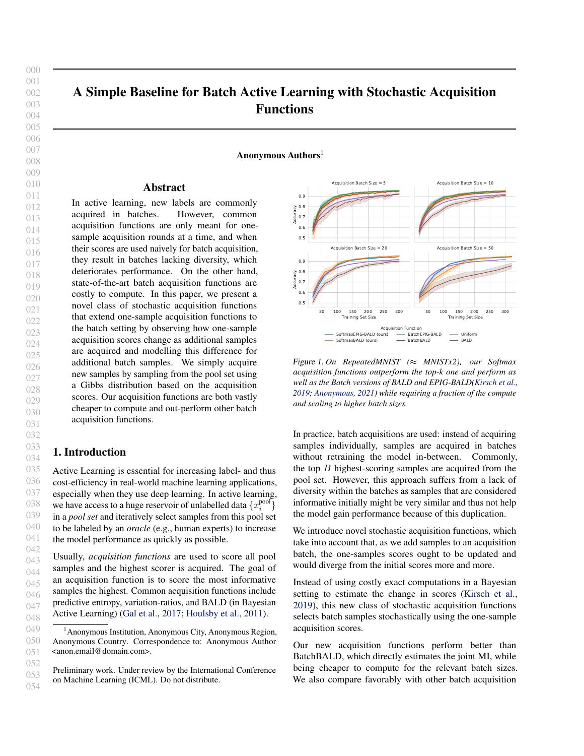# A Simple Baseline for Batch Active Learning with Stochastic Acquisition Functions

**Anonymous Authors**[1]

## Abstract

In active learning, new labels are commonly acquired in batches. However, common acquisition functions are only meant for one-sample acquisition rounds at a time, and when their scores are used naively for batch acquisition, they result in batches lacking diversity, which deteriorates performance. On the other hand, state-of-the-art batch acquisition functions are costly to compute. In this paper, we present a novel class of stochastic acquisition functions that extend one-sample acquisition functions to the batch setting by observing how one-sample acquisition scores change as additional samples are acquired and modelling this difference for additional batch samples. We simply acquire new samples by sampling from the pool set using a Gibbs distribution based on the acquisition scores. Our acquisition functions are both vastly cheaper to compute and out-perform other batch acquisition functions.

## 1. Introduction

Active Learning is essential for increasing label- and thus cost-efficiency in real-world machine learning applications, especially when they use deep learning. In active learning, we have access to a huge reservoir of unlabelled data $\{x_i^{\text{pool}}\}$ in a *pool set* and iteratively select samples from this pool set to be labeled by an *oracle* (e.g., human experts) to increase the model performance as quickly as possible.

Usually, *acquisition functions* are used to score all pool samples and the highest scorer is acquired. The goal of an acquisition function is to score the most informative samples the highest. Common acquisition functions include predictive entropy, variation-ratios, and BALD (in Bayesian Active Learning) (Gal et al., 2017; Houlsby et al., 2011).

*Figure 1. On RepeatedMNIST (≈ MNISTx2), our Softmax acquisition functions outperform the top-k one and perform as well as the Batch versions of BALD and EPIG-BALD(Kirsch et al., 2019; Anonymous, 2021) while requiring a fraction of the compute and scaling to higher batch sizes.*

In practice, batch acquisitions are used: instead of acquiring samples individually, samples are acquired in batches without retraining the model in-between. Commonly, the top $B$ highest-scoring samples are acquired from the pool set. However, this approach suffers from a lack of diversity within the batches as samples that are considered informative initially might be very similar and thus not help the model gain performance because of this duplication.

We introduce novel stochastic acquisition functions, which take into account that, as we add samples to an acquisition batch, the one-samples scores ought to be updated and would diverge from the initial scores more and more.

Instead of using costly exact computations in a Bayesian setting to estimate the change in scores (Kirsch et al., 2019), this new class of stochastic acquisition functions selects batch samples stochastically using the one-sample acquisition scores.

Our new acquisition functions perform better than BatchBALD, which directly estimates the joint MI, while being cheaper to compute for the relevant batch sizes. We also compare favorably with other batch acquisition

---

[1] Anonymous Institution, Anonymous City, Anonymous Region, Anonymous Country. Correspondence to: Anonymous Author <anon.email@domain.com>.

Preliminary work. Under review by the International Conference on Machine Learning (ICML). Do not distribute.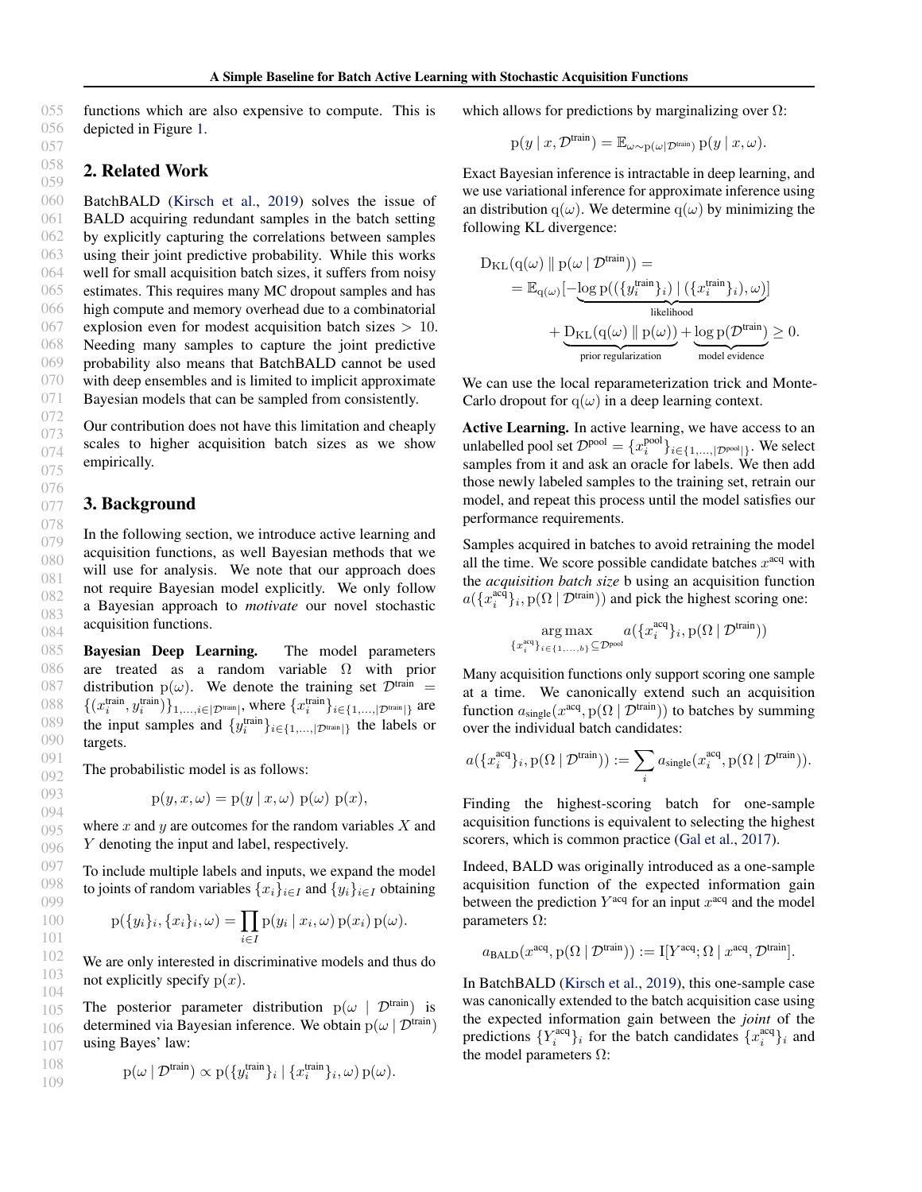functions which are also expensive to compute. This is depicted in Figure 1.

## 2. Related Work

BatchBALD (Kirsch et al., 2019) solves the issue of BALD acquiring redundant samples in the batch setting by explicitly capturing the correlations between samples using their joint predictive probability. While this works well for small acquisition batch sizes, it suffers from noisy estimates. This requires many MC dropout samples and has high compute and memory overhead due to a combinatorial explosion even for modest acquisition batch sizes $> 10$. Needing many samples to capture the joint predictive probability also means that BatchBALD cannot be used with deep ensembles and is limited to implicit approximate Bayesian models that can be sampled from consistently.

Our contribution does not have this limitation and cheaply scales to higher acquisition batch sizes as we show empirically.

## 3. Background

In the following section, we introduce active learning and acquisition functions, as well Bayesian methods that we will use for analysis. We note that our approach does not require Bayesian model explicitly. We only follow a Bayesian approach to *motivate* our novel stochastic acquisition functions.

**Bayesian Deep Learning.** The model parameters are treated as a random variable $\Omega$ with prior distribution $\mathrm{p}(\omega)$. We denote the training set $\mathcal{D}^{\text{train}} = \{(x_i^{\text{train}}, y_i^{\text{train}})\}_{1,\dots,i\in|\mathcal{D}^{\text{train}}|}$, where $\{x_i^{\text{train}}\}_{i\in\{1,\dots,|\mathcal{D}^{\text{train}}|\}}$ are the input samples and $\{y_i^{\text{train}}\}_{i\in\{1,\dots,|\mathcal{D}^{\text{train}}|\}}$ the labels or targets.

The probabilistic model is as follows:

$$\mathrm{p}(y, x, \omega) = \mathrm{p}(y \mid x, \omega)\ \mathrm{p}(\omega)\ \mathrm{p}(x),$$

where $x$ and $y$ are outcomes for the random variables $X$ and $Y$ denoting the input and label, respectively.

To include multiple labels and inputs, we expand the model to joints of random variables $\{x_i\}_{i\in I}$ and $\{y_i\}_{i\in I}$ obtaining

$$\mathrm{p}(\{y_i\}_i, \{x_i\}_i, \omega) = \prod_{i\in I} \mathrm{p}(y_i \mid x_i, \omega)\, \mathrm{p}(x_i)\, \mathrm{p}(\omega).$$

We are only interested in discriminative models and thus do not explicitly specify $\mathrm{p}(x)$.

The posterior parameter distribution $\mathrm{p}(\omega \mid \mathcal{D}^{\text{train}})$ is determined via Bayesian inference. We obtain $\mathrm{p}(\omega \mid \mathcal{D}^{\text{train}})$ using Bayes' law:

$$\mathrm{p}(\omega \mid \mathcal{D}^{\text{train}}) \propto \mathrm{p}(\{y_i^{\text{train}}\}_i \mid \{x_i^{\text{train}}\}_i, \omega)\, \mathrm{p}(\omega).$$

which allows for predictions by marginalizing over $\Omega$:

$$\mathrm{p}(y \mid x, \mathcal{D}^{\text{train}}) = \mathbb{E}_{\omega\sim\mathrm{p}(\omega\mid\mathcal{D}^{\text{train}})}\, \mathrm{p}(y \mid x, \omega).$$

Exact Bayesian inference is intractable in deep learning, and we use variational inference for approximate inference using an distribution $\mathrm{q}(\omega)$. We determine $\mathrm{q}(\omega)$ by minimizing the following KL divergence:

$$\begin{aligned}
&\mathrm{D_{KL}}(\mathrm{q}(\omega) \parallel \mathrm{p}(\omega \mid \mathcal{D}^{\text{train}})) = \\
&= \mathbb{E}_{\mathrm{q}(\omega)}[\underbrace{-\log \mathrm{p}((\{y_i^{\text{train}}\}_i) \mid (\{x_i^{\text{train}}\}_i), \omega)}_{\text{likelihood}}] \\
&\quad + \underbrace{\mathrm{D_{KL}}(\mathrm{q}(\omega) \parallel \mathrm{p}(\omega))}_{\text{prior regularization}} + \underbrace{\log \mathrm{p}(\mathcal{D}^{\text{train}})}_{\text{model evidence}} \geq 0.
\end{aligned}$$

We can use the local reparameterization trick and Monte-Carlo dropout for $\mathrm{q}(\omega)$ in a deep learning context.

**Active Learning.** In active learning, we have access to an unlabelled pool set $\mathcal{D}^{\text{pool}} = \{x_i^{\text{pool}}\}_{i\in\{1,\dots,|\mathcal{D}^{\text{pool}}|\}}$. We select samples from it and ask an oracle for labels. We then add those newly labeled samples to the training set, retrain our model, and repeat this process until the model satisfies our performance requirements.

Samples acquired in batches to avoid retraining the model all the time. We score possible candidate batches $x^{\text{acq}}$ with the *acquisition batch size* b using an acquisition function $a(\{x_i^{\text{acq}}\}_i, \mathrm{p}(\Omega \mid \mathcal{D}^{\text{train}}))$ and pick the highest scoring one:

$$\underset{\{x_i^{\text{acq}}\}_{i\in\{1,\dots,b\}}\subseteq\mathcal{D}^{\text{pool}}}{\arg\max}\; a(\{x_i^{\text{acq}}\}_i, \mathrm{p}(\Omega \mid \mathcal{D}^{\text{train}}))$$

Many acquisition functions only support scoring one sample at a time. We canonically extend such an acquisition function $a_{\text{single}}(x^{\text{acq}}, \mathrm{p}(\Omega \mid \mathcal{D}^{\text{train}}))$ to batches by summing over the individual batch candidates:

$$a(\{x_i^{\text{acq}}\}_i, \mathrm{p}(\Omega \mid \mathcal{D}^{\text{train}})) := \sum_i a_{\text{single}}(x_i^{\text{acq}}, \mathrm{p}(\Omega \mid \mathcal{D}^{\text{train}})).$$

Finding the highest-scoring batch for one-sample acquisition functions is equivalent to selecting the highest scorers, which is common practice (Gal et al., 2017).

Indeed, BALD was originally introduced as a one-sample acquisition function of the expected information gain between the prediction $Y^{\text{acq}}$ for an input $x^{\text{acq}}$ and the model parameters $\Omega$:

$$a_{\text{BALD}}(x^{\text{acq}}, \mathrm{p}(\Omega \mid \mathcal{D}^{\text{train}})) := \mathrm{I}[Y^{\text{acq}}; \Omega \mid x^{\text{acq}}, \mathcal{D}^{\text{train}}].$$

In BatchBALD (Kirsch et al., 2019), this one-sample case was canonically extended to the batch acquisition case using the expected information gain between the *joint* of the predictions $\{Y_i^{\text{acq}}\}_i$ for the batch candidates $\{x_i^{\text{acq}}\}_i$ and the model parameters $\Omega$: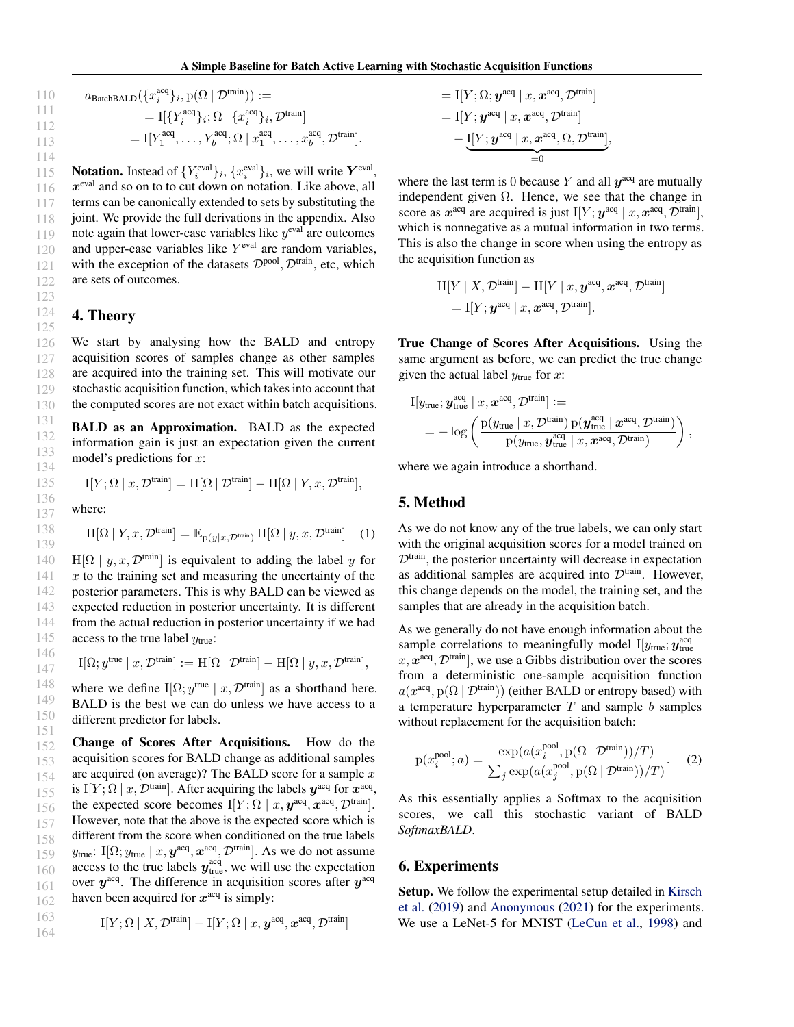$$a_{\text{BatchBALD}}(\{x_i^{\text{acq}}\}_i, \mathrm{p}(\Omega \mid \mathcal{D}^{\text{train}})) :=$$
$$= \mathrm{I}[\{Y_i^{\text{acq}}\}_i; \Omega \mid \{x_i^{\text{acq}}\}_i, \mathcal{D}^{\text{train}}]$$
$$= \mathrm{I}[Y_1^{\text{acq}}, \ldots, Y_b^{\text{acq}}; \Omega \mid x_1^{\text{acq}}, \ldots, x_b^{\text{acq}}, \mathcal{D}^{\text{train}}].$$

**Notation.** Instead of $\{Y_i^{\text{eval}}\}_i$, $\{x_i^{\text{eval}}\}_i$, we will write $\boldsymbol{Y}^{\text{eval}}$, $\boldsymbol{x}^{\text{eval}}$ and so on to to cut down on notation. Like above, all terms can be canonically extended to sets by substituting the joint. We provide the full derivations in the appendix. Also note again that lower-case variables like $y^{\text{eval}}$ are outcomes and upper-case variables like $Y^{\text{eval}}$ are random variables, with the exception of the datasets $\mathcal{D}^{\text{pool}}, \mathcal{D}^{\text{train}}$, etc, which are sets of outcomes.

## 4. Theory

We start by analysing how the BALD and entropy acquisition scores of samples change as other samples are acquired into the training set. This will motivate our stochastic acquisition function, which takes into account that the computed scores are not exact within batch acquisitions.

**BALD as an Approximation.** BALD as the expected information gain is just an expectation given the current model's predictions for $x$:

$$\mathrm{I}[Y; \Omega \mid x, \mathcal{D}^{\text{train}}] = \mathrm{H}[\Omega \mid \mathcal{D}^{\text{train}}] - \mathrm{H}[\Omega \mid Y, x, \mathcal{D}^{\text{train}}],$$

where:

$$\mathrm{H}[\Omega \mid Y, x, \mathcal{D}^{\text{train}}] = \mathbb{E}_{\mathrm{p}(y \mid x, \mathcal{D}^{\text{train}})} \mathrm{H}[\Omega \mid y, x, \mathcal{D}^{\text{train}}] \quad (1)$$

$\mathrm{H}[\Omega \mid y, x, \mathcal{D}^{\text{train}}]$ is equivalent to adding the label $y$ for $x$ to the training set and measuring the uncertainty of the posterior parameters. This is why BALD can be viewed as expected reduction in posterior uncertainty. It is different from the actual reduction in posterior uncertainty if we had access to the true label $y_{\text{true}}$:

$$\mathrm{I}[\Omega; y^{\text{true}} \mid x, \mathcal{D}^{\text{train}}] := \mathrm{H}[\Omega \mid \mathcal{D}^{\text{train}}] - \mathrm{H}[\Omega \mid y, x, \mathcal{D}^{\text{train}}],$$

where we define $\mathrm{I}[\Omega; y^{\text{true}} \mid x, \mathcal{D}^{\text{train}}]$ as a shorthand here. BALD is the best we can do unless we have access to a different predictor for labels.

**Change of Scores After Acquisitions.** How do the acquisition scores for BALD change as additional samples are acquired (on average)? The BALD score for a sample $x$ is $\mathrm{I}[Y; \Omega \mid x, \mathcal{D}^{\text{train}}]$. After acquiring the labels $\boldsymbol{y}^{\text{acq}}$ for $\boldsymbol{x}^{\text{acq}}$, the expected score becomes $\mathrm{I}[Y; \Omega \mid x, \boldsymbol{y}^{\text{acq}}, \boldsymbol{x}^{\text{acq}}, \mathcal{D}^{\text{train}}]$. However, note that the above is the expected score which is different from the score when conditioned on the true labels $y_{\text{true}}$: $\mathrm{I}[\Omega; y_{\text{true}} \mid x, \boldsymbol{y}^{\text{acq}}, \boldsymbol{x}^{\text{acq}}, \mathcal{D}^{\text{train}}]$. As we do not assume access to the true labels $\boldsymbol{y}_{\text{true}}^{\text{acq}}$, we will use the expectation over $\boldsymbol{y}^{\text{acq}}$. The difference in acquisition scores after $\boldsymbol{y}^{\text{acq}}$ haven been acquired for $\boldsymbol{x}^{\text{acq}}$ is simply:

$$\mathrm{I}[Y; \Omega \mid X, \mathcal{D}^{\text{train}}] - \mathrm{I}[Y; \Omega \mid x, \boldsymbol{y}^{\text{acq}}, \boldsymbol{x}^{\text{acq}}, \mathcal{D}^{\text{train}}]$$
$$= \mathrm{I}[Y; \Omega; \boldsymbol{y}^{\text{acq}} \mid x, \boldsymbol{x}^{\text{acq}}, \mathcal{D}^{\text{train}}]$$
$$= \mathrm{I}[Y; \boldsymbol{y}^{\text{acq}} \mid x, \boldsymbol{x}^{\text{acq}}, \mathcal{D}^{\text{train}}]$$
$$- \underbrace{\mathrm{I}[Y; \boldsymbol{y}^{\text{acq}} \mid x, \boldsymbol{x}^{\text{acq}}, \Omega, \mathcal{D}^{\text{train}}]}_{=0},$$

where the last term is 0 because $Y$ and all $\boldsymbol{y}^{\text{acq}}$ are mutually independent given $\Omega$. Hence, we see that the change in score as $\boldsymbol{x}^{\text{acq}}$ are acquired is just $\mathrm{I}[Y; \boldsymbol{y}^{\text{acq}} \mid x, \boldsymbol{x}^{\text{acq}}, \mathcal{D}^{\text{train}}]$, which is nonnegative as a mutual information in two terms. This is also the change in score when using the entropy as the acquisition function as

$$\mathrm{H}[Y \mid X, \mathcal{D}^{\text{train}}] - \mathrm{H}[Y \mid x, \boldsymbol{y}^{\text{acq}}, \boldsymbol{x}^{\text{acq}}, \mathcal{D}^{\text{train}}]$$
$$= \mathrm{I}[Y; \boldsymbol{y}^{\text{acq}} \mid x, \boldsymbol{x}^{\text{acq}}, \mathcal{D}^{\text{train}}].$$

**True Change of Scores After Acquisitions.** Using the same argument as before, we can predict the true change given the actual label $y_{\text{true}}$ for $x$:

$$\mathrm{I}[y_{\text{true}}; \boldsymbol{y}_{\text{true}}^{\text{acq}} \mid x, \boldsymbol{x}^{\text{acq}}, \mathcal{D}^{\text{train}}] :=$$
$$= -\log \left( \frac{\mathrm{p}(y_{\text{true}} \mid x, \mathcal{D}^{\text{train}})\, \mathrm{p}(\boldsymbol{y}_{\text{true}}^{\text{acq}} \mid \boldsymbol{x}^{\text{acq}}, \mathcal{D}^{\text{train}})}{\mathrm{p}(y_{\text{true}}, \boldsymbol{y}_{\text{true}}^{\text{acq}} \mid x, \boldsymbol{x}^{\text{acq}}, \mathcal{D}^{\text{train}})} \right),$$

where we again introduce a shorthand.

## 5. Method

As we do not know any of the true labels, we can only start with the original acquisition scores for a model trained on $\mathcal{D}^{\text{train}}$, the posterior uncertainty will decrease in expectation as additional samples are acquired into $\mathcal{D}^{\text{train}}$. However, this change depends on the model, the training set, and the samples that are already in the acquisition batch.

As we generally do not have enough information about the sample correlations to meaningfully model $\mathrm{I}[y_{\text{true}}; \boldsymbol{y}_{\text{true}}^{\text{acq}} \mid x, \boldsymbol{x}^{\text{acq}}, \mathcal{D}^{\text{train}}]$, we use a Gibbs distribution over the scores from a deterministic one-sample acquisition function $a(x^{\text{acq}}, \mathrm{p}(\Omega \mid \mathcal{D}^{\text{train}}))$ (either BALD or entropy based) with a temperature hyperparameter $T$ and sample $b$ samples without replacement for the acquisition batch:

$$\mathrm{p}(x_i^{\text{pool}}; a) = \frac{\exp(a(x_i^{\text{pool}}, \mathrm{p}(\Omega \mid \mathcal{D}^{\text{train}}))/T)}{\sum_j \exp(a(x_j^{\text{pool}}, \mathrm{p}(\Omega \mid \mathcal{D}^{\text{train}}))/T)}. \quad (2)$$

As this essentially applies a Softmax to the acquisition scores, we call this stochastic variant of BALD *SoftmaxBALD*.

## 6. Experiments

**Setup.** We follow the experimental setup detailed in Kirsch et al. (2019) and Anonymous (2021) for the experiments. We use a LeNet-5 for MNIST (LeCun et al., 1998) and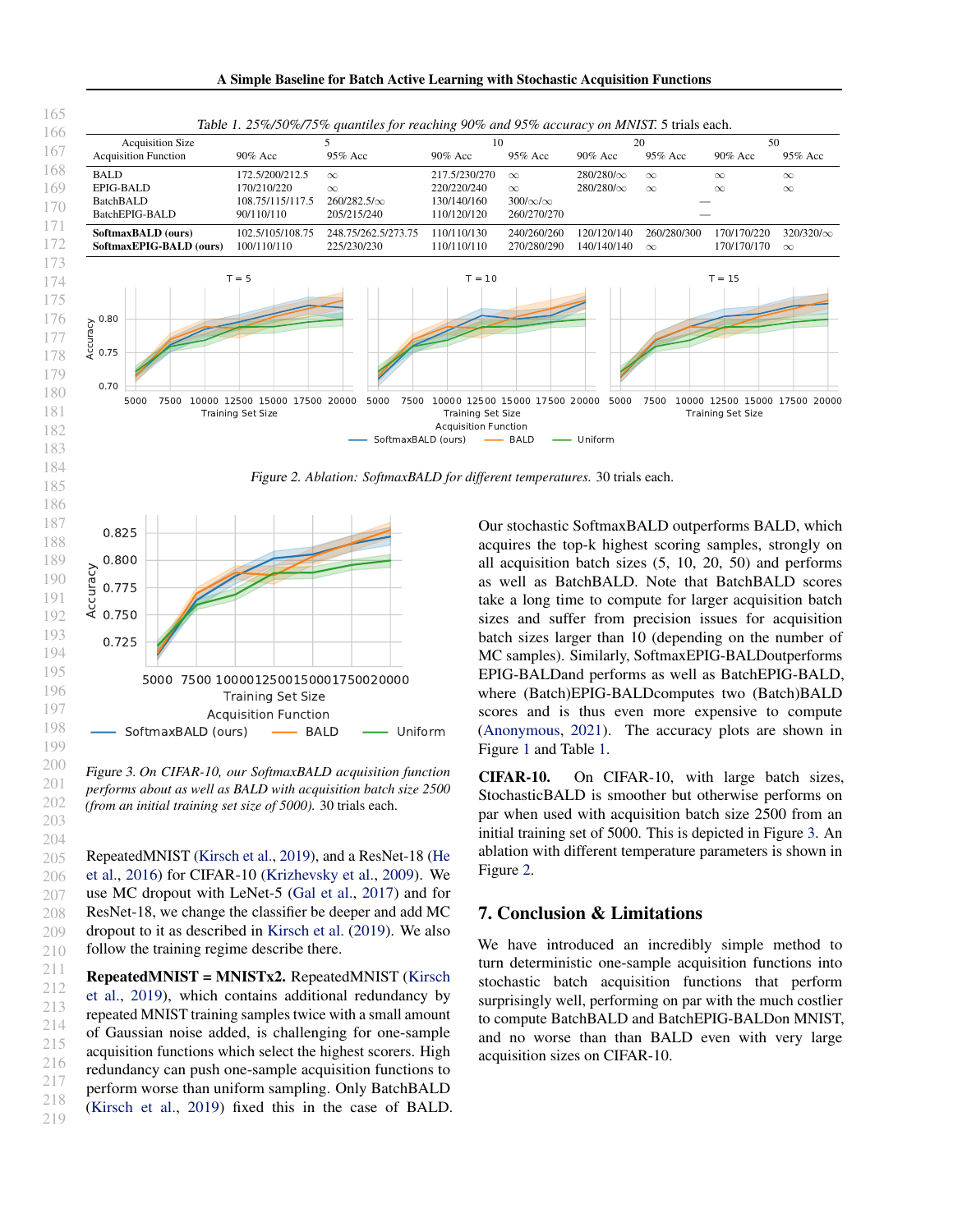*Table 1. 25%/50%/75% quantiles for reaching 90% and 95% accuracy on MNIST.* 5 trials each.

| Acquisition Size | 5 | | 10 | | 20 | | 50 | |
|---|---|---|---|---|---|---|---|---|
| Acquisition Function | 90% Acc | 95% Acc | 90% Acc | 95% Acc | 90% Acc | 95% Acc | 90% Acc | 95% Acc |
| BALD | 172.5/200/212.5 | ∞ | 217.5/230/270 | ∞ | 280/280/∞ | ∞ | ∞ | ∞ |
| EPIG-BALD | 170/210/220 | ∞ | 220/220/240 | ∞ | 280/280/∞ | ∞ | ∞ | ∞ |
| BatchBALD | 108.75/115/117.5 | 260/282.5/∞ | 130/140/160 | 300/∞/∞ | | | — | |
| BatchEPIG-BALD | 90/110/110 | 205/215/240 | 110/120/120 | 260/270/270 | | | — | |
| **SoftmaxBALD (ours)** | 102.5/105/108.75 | 248.75/262.5/273.75 | 110/110/130 | 240/260/260 | 120/120/140 | 260/280/300 | 170/170/220 | 320/320/∞ |
| **SoftmaxEPIG-BALD (ours)** | 100/110/110 | 225/230/230 | 110/110/110 | 270/280/290 | 140/140/140 | ∞ | 170/170/170 | ∞ |

*Figure 2. Ablation: SoftmaxBALD for different temperatures.* 30 trials each.

*Figure 3. On CIFAR-10, our SoftmaxBALD acquisition function performs about as well as BALD with acquisition batch size 2500 (from an initial training set size of 5000).* 30 trials each.

RepeatedMNIST (Kirsch et al., 2019), and a ResNet-18 (He et al., 2016) for CIFAR-10 (Krizhevsky et al., 2009). We use MC dropout with LeNet-5 (Gal et al., 2017) and for ResNet-18, we change the classifier be deeper and add MC dropout to it as described in Kirsch et al. (2019). We also follow the training regime describe there.

**RepeatedMNIST = MNISTx2.** RepeatedMNIST (Kirsch et al., 2019), which contains additional redundancy by repeated MNIST training samples twice with a small amount of Gaussian noise added, is challenging for one-sample acquisition functions which select the highest scorers. High redundancy can push one-sample acquisition functions to perform worse than uniform sampling. Only BatchBALD (Kirsch et al., 2019) fixed this in the case of BALD. Our stochastic SoftmaxBALD outperforms BALD, which acquires the top-k highest scoring samples, strongly on all acquisition batch sizes (5, 10, 20, 50) and performs as well as BatchBALD. Note that BatchBALD scores take a long time to compute for larger acquisition batch sizes and suffer from precision issues for acquisition batch sizes larger than 10 (depending on the number of MC samples). Similarly, SoftmaxEPIG-BALDoutperforms EPIG-BALDand performs as well as BatchEPIG-BALD, where (Batch)EPIG-BALDcomputes two (Batch)BALD scores and is thus even more expensive to compute (Anonymous, 2021). The accuracy plots are shown in Figure 1 and Table 1.

**CIFAR-10.** On CIFAR-10, with large batch sizes, StochasticBALD is smoother but otherwise performs on par when used with acquisition batch size 2500 from an initial training set of 5000. This is depicted in Figure 3. An ablation with different temperature parameters is shown in Figure 2.

## 7. Conclusion & Limitations

We have introduced an incredibly simple method to turn deterministic one-sample acquisition functions into stochastic batch acquisition functions that perform surprisingly well, performing on par with the much costlier to compute BatchBALD and BatchEPIG-BALDon MNIST, and no worse than than BALD even with very large acquisition sizes on CIFAR-10.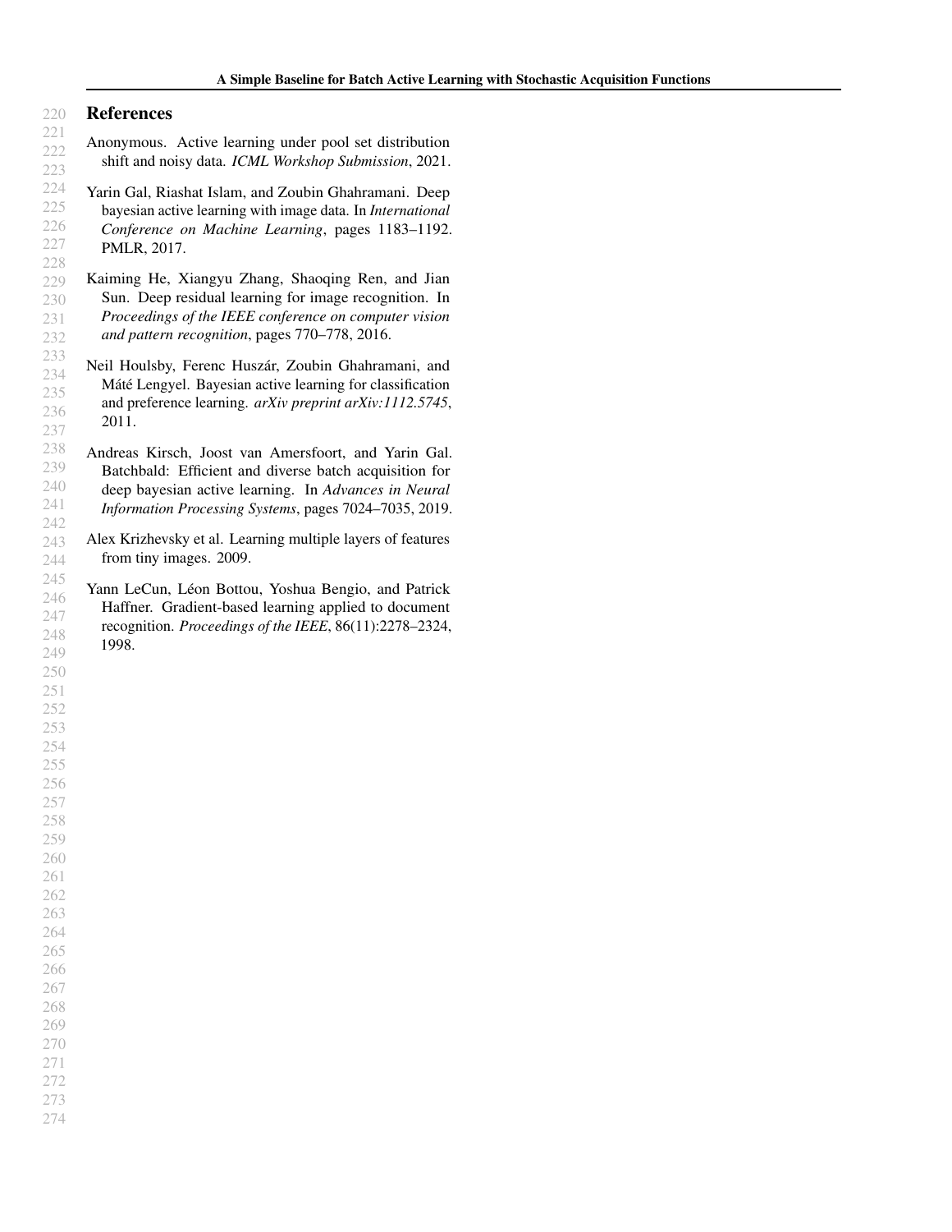## References

Anonymous. Active learning under pool set distribution shift and noisy data. *ICML Workshop Submission*, 2021.

Yarin Gal, Riashat Islam, and Zoubin Ghahramani. Deep bayesian active learning with image data. In *International Conference on Machine Learning*, pages 1183–1192. PMLR, 2017.

Kaiming He, Xiangyu Zhang, Shaoqing Ren, and Jian Sun. Deep residual learning for image recognition. In *Proceedings of the IEEE conference on computer vision and pattern recognition*, pages 770–778, 2016.

Neil Houlsby, Ferenc Huszár, Zoubin Ghahramani, and Máté Lengyel. Bayesian active learning for classification and preference learning. *arXiv preprint arXiv:1112.5745*, 2011.

Andreas Kirsch, Joost van Amersfoort, and Yarin Gal. Batchbald: Efficient and diverse batch acquisition for deep bayesian active learning. In *Advances in Neural Information Processing Systems*, pages 7024–7035, 2019.

Alex Krizhevsky et al. Learning multiple layers of features from tiny images. 2009.

Yann LeCun, Léon Bottou, Yoshua Bengio, and Patrick Haffner. Gradient-based learning applied to document recognition. *Proceedings of the IEEE*, 86(11):2278–2324, 1998.